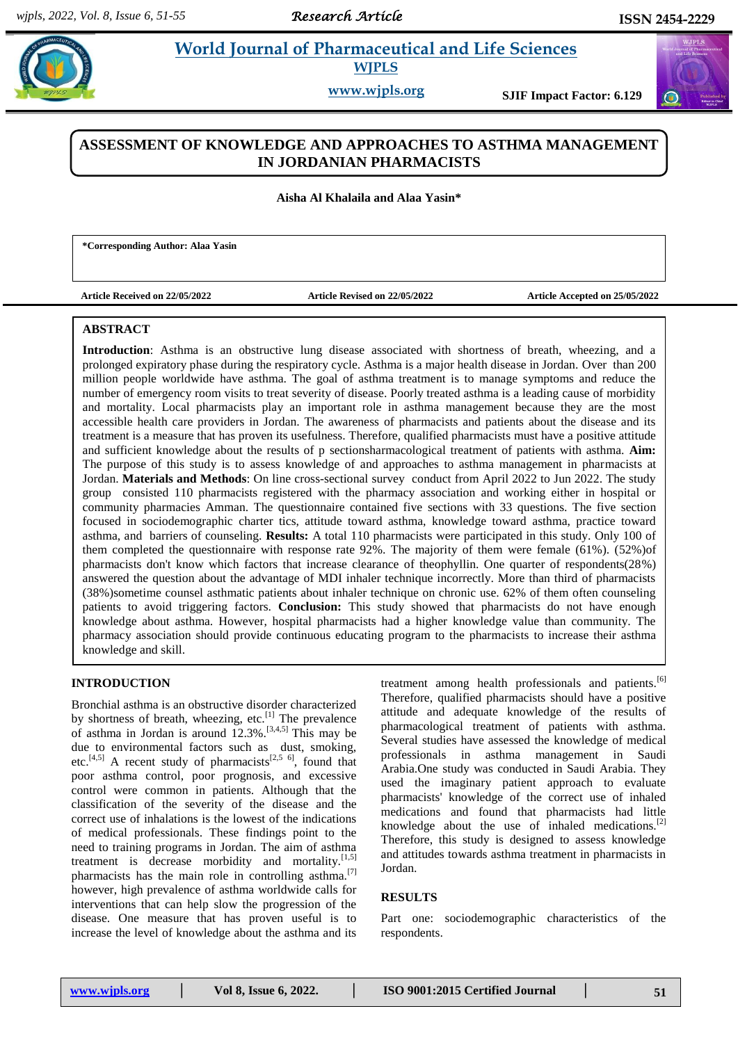# ASSESSMENT OF KNOWLEDGE AND APPROACHES TO ASTHMA MANAGEMENT IN JORDANIAN PHARMACISTS

**Aisha Al Khalaila and Alaa Yasin***

**\*Corresponding Author: Alaa Yasin**

**Article Received on 22/05/2022** **Article Revised on 22/05/2022** **Article Accepted on 25/05/2022**

## ABSTRACT

**Introduction**: Asthma is an obstructive lung disease associated with shortness of breath, wheezing, and a prolonged expiratory phase during the respiratory cycle. Asthma is a major health disease in Jordan. Over than 200 million people worldwide have asthma. The goal of asthma treatment is to manage symptoms and reduce the number of emergency room visits to treat severity of disease. Poorly treated asthma is a leading cause of morbidity and mortality. Local pharmacists play an important role in asthma management because they are the most accessible health care providers in Jordan. The awareness of pharmacists and patients about the disease and its treatment is a measure that has proven its usefulness. Therefore, qualified pharmacists must have a positive attitude and sufficient knowledge about the results of p sectionsharmacological treatment of patients with asthma. **Aim:** The purpose of this study is to assess knowledge of and approaches to asthma management in pharmacists at Jordan. **Materials and Methods**: On line cross-sectional survey conduct from April 2022 to Jun 2022. The study group consisted 110 pharmacists registered with the pharmacy association and working either in hospital or community pharmacies Amman. The questionnaire contained five sections with 33 questions. The five section focused in sociodemographic charter tics, attitude toward asthma, knowledge toward asthma, practice toward asthma, and barriers of counseling. **Results:** A total 110 pharmacists were participated in this study. Only 100 of them completed the questionnaire with response rate 92%. The majority of them were female (61%). (52%)of pharmacists don't know which factors that increase clearance of theophyllin. One quarter of respondents(28%) answered the question about the advantage of MDI inhaler technique incorrectly. More than third of pharmacists (38%)sometime counsel asthmatic patients about inhaler technique on chronic use. 62% of them often counseling patients to avoid triggering factors. **Conclusion:** This study showed that pharmacists do not have enough knowledge about asthma. However, hospital pharmacists had a higher knowledge value than community. The pharmacy association should provide continuous educating program to the pharmacists to increase their asthma knowledge and skill.

## INTRODUCTION

Bronchial asthma is an obstructive disorder characterized by shortness of breath, wheezing, etc.[1] The prevalence of asthma in Jordan is around 12.3%.[3,4,5] This may be due to environmental factors such as dust, smoking, etc.[4,5] A recent study of pharmacists[2,5 6], found that poor asthma control, poor prognosis, and excessive control were common in patients. Although that the classification of the severity of the disease and the correct use of inhalations is the lowest of the indications of medical professionals. These findings point to the need to training programs in Jordan. The aim of asthma treatment is decrease morbidity and mortality.[1,5] pharmacists has the main role in controlling asthma.[7] however, high prevalence of asthma worldwide calls for interventions that can help slow the progression of the disease. One measure that has proven useful is to increase the level of knowledge about the asthma and its treatment among health professionals and patients.[6] Therefore, qualified pharmacists should have a positive attitude and adequate knowledge of the results of pharmacological treatment of patients with asthma. Several studies have assessed the knowledge of medical professionals in asthma management in Saudi Arabia.One study was conducted in Saudi Arabia. They used the imaginary patient approach to evaluate pharmacists' knowledge of the correct use of inhaled medications and found that pharmacists had little knowledge about the use of inhaled medications.[2] Therefore, this study is designed to assess knowledge and attitudes towards asthma treatment in pharmacists in Jordan.

## RESULTS

Part one: sociodemographic characteristics of the respondents.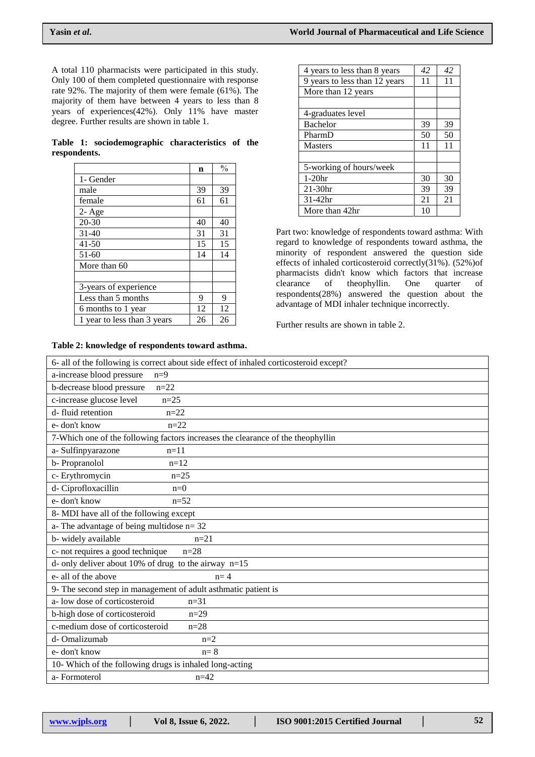A total 110 pharmacists were participated in this study. Only 100 of them completed questionnaire with response rate 92%. The majority of them were female (61%). The majority of them have between 4 years to less than 8 years of experiences(42%). Only 11% have master degree. Further results are shown in table 1.

**Table 1: sociodemographic characteristics of the respondents.**

| | n | % |
|---|---|---|
| 1- Gender | | |
| male | 39 | 39 |
| female | 61 | 61 |
| 2- Age | | |
| 20-30 | 40 | 40 |
| 31-40 | 31 | 31 |
| 41-50 | 15 | 15 |
| 51-60 | 14 | 14 |
| More than 60 | | |
| | | |
| 3-years of experience | | |
| Less than 5 months | 9 | 9 |
| 6 months to 1 year | 12 | 12 |
| 1 year to less than 3 years | 26 | 26 |
| 4 years to less than 8 years | *42* | *42* |
| 9 years to less than 12 years | 11 | 11 |
| More than 12 years | | |
| | | |
| 4-graduates level | | |
| Bachelor | 39 | 39 |
| PharmD | 50 | 50 |
| Masters | 11 | 11 |
| | | |
| 5-working of hours/week | | |
| 1-20hr | 30 | 30 |
| 21-30hr | 39 | 39 |
| 31-42hr | 21 | 21 |
| More than 42hr | 10 | |

Part two: knowledge of respondents toward asthma: With regard to knowledge of respondents toward asthma, the minority of respondent answered the question side effects of inhaled corticosteroid correctly(31%). (52%)of pharmacists didn't know which factors that increase clearance of theophyllin. One quarter of respondents(28%) answered the question about the advantage of MDI inhaler technique incorrectly.

Further results are shown in table 2.

**Table 2: knowledge of respondents toward asthma.**

| 6- all of the following is correct about side effect of inhaled corticosteroid except? |
|---|
| a-increase blood pressure n=9 |
| b-decrease blood pressure n=22 |
| c-increase glucose level n=25 |
| d- fluid retention n=22 |
| e- don't know n=22 |
| 7-Which one of the following factors increases the clearance of the theophyllin |
| a- Sulfinpyarazone n=11 |
| b- Propranolol n=12 |
| c- Erythromycin n=25 |
| d- Ciprofloxacillin n=0 |
| e- don't know n=52 |
| 8- MDI have all of the following except |
| a- The advantage of being multidose n= 32 |
| b- widely available n=21 |
| c- not requires a good technique n=28 |
| d- only deliver about 10% of drug to the airway n=15 |
| e- all of the above n= 4 |
| 9- The second step in management of adult asthmatic patient is |
| a- low dose of corticosteroid n=31 |
| b-high dose of corticosteroid n=29 |
| c-medium dose of corticosteroid n=28 |
| d- Omalizumab n=2 |
| e- don't know n= 8 |
| 10- Which of the following drugs is inhaled long-acting |
| a- Formoterol n=42 |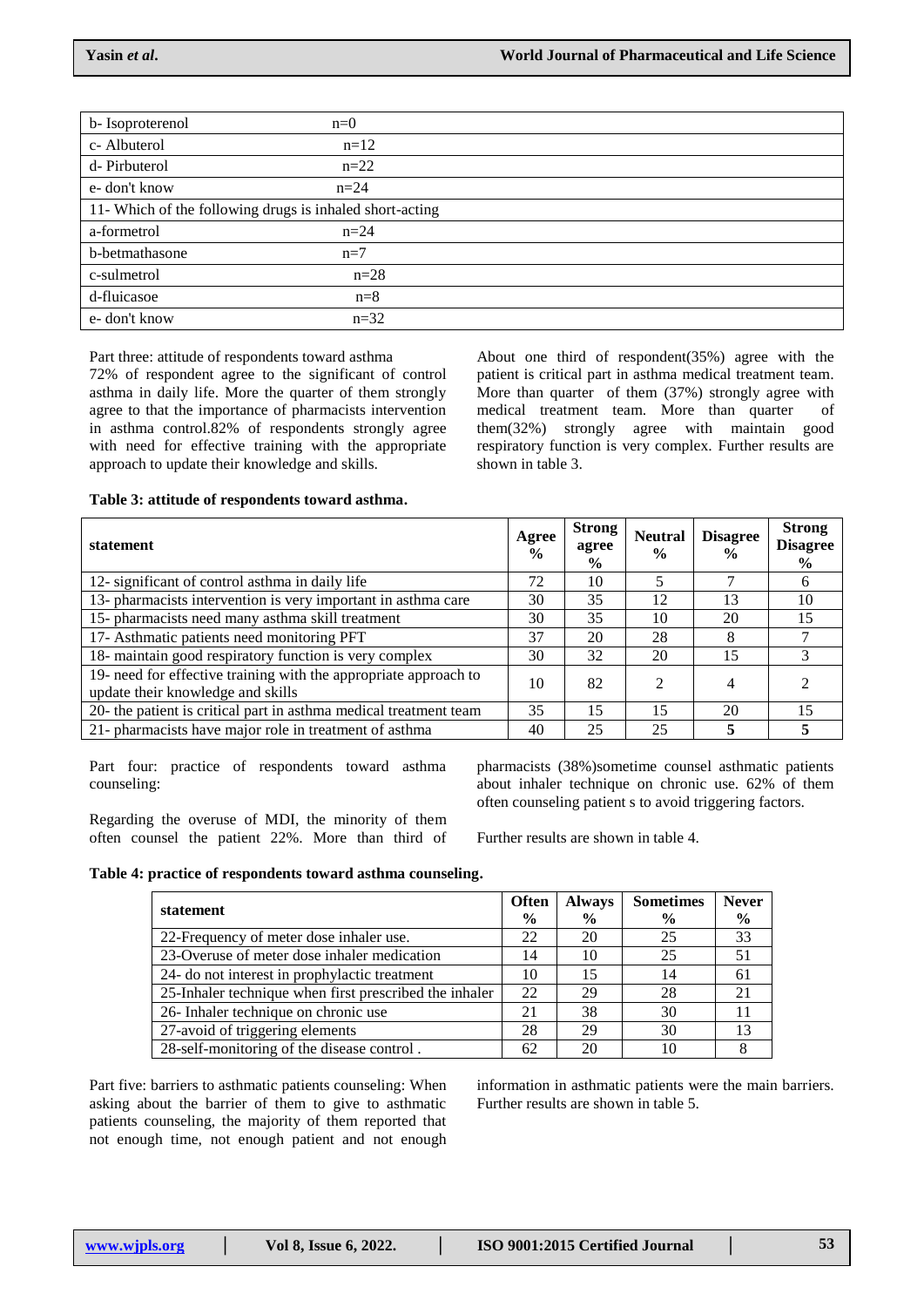| | |
|---|---|
| b- Isoproterenol | n=0 |
| c- Albuterol | n=12 |
| d- Pirbuterol | n=22 |
| e- don't know | n=24 |
| 11- Which of the following drugs is inhaled short-acting | |
| a-formetrol | n=24 |
| b-betmathasone | n=7 |
| c-sulmetrol | n=28 |
| d-fluicasoe | n=8 |
| e- don't know | n=32 |

Part three: attitude of respondents toward asthma

72% of respondent agree to the significant of control asthma in daily life. More the quarter of them strongly agree to that the importance of pharmacists intervention in asthma control.82% of respondents strongly agree with need for effective training with the appropriate approach to update their knowledge and skills.

About one third of respondent(35%) agree with the patient is critical part in asthma medical treatment team. More than quarter of them (37%) strongly agree with medical treatment team. More than quarter of them(32%) strongly agree with maintain good respiratory function is very complex. Further results are shown in table 3.

**Table 3: attitude of respondents toward asthma.**

| statement | Agree % | Strong agree % | Neutral % | Disagree % | Strong Disagree % |
|---|---|---|---|---|---|
| 12- significant of control asthma in daily life | 72 | 10 | 5 | 7 | 6 |
| 13- pharmacists intervention is very important in asthma care | 30 | 35 | 12 | 13 | 10 |
| 15- pharmacists need many asthma skill treatment | 30 | 35 | 10 | 20 | 15 |
| 17- Asthmatic patients need monitoring PFT | 37 | 20 | 28 | 8 | 7 |
| 18- maintain good respiratory function is very complex | 30 | 32 | 20 | 15 | 3 |
| 19- need for effective training with the appropriate approach to update their knowledge and skills | 10 | 82 | 2 | 4 | 2 |
| 20- the patient is critical part in asthma medical treatment team | 35 | 15 | 15 | 20 | 15 |
| 21- pharmacists have major role in treatment of asthma | 40 | 25 | 25 | **5** | **5** |

Part four: practice of respondents toward asthma counseling:

Regarding the overuse of MDI, the minority of them often counsel the patient 22%. More than third of pharmacists (38%)sometime counsel asthmatic patients about inhaler technique on chronic use. 62% of them often counseling patient s to avoid triggering factors.

Further results are shown in table 4.

**Table 4: practice of respondents toward asthma counseling.**

| statement | Often % | Always % | Sometimes % | Never % |
|---|---|---|---|---|
| 22-Frequency of meter dose inhaler use. | 22 | 20 | 25 | 33 |
| 23-Overuse of meter dose inhaler medication | 14 | 10 | 25 | 51 |
| 24- do not interest in prophylactic treatment | 10 | 15 | 14 | 61 |
| 25-Inhaler technique when first prescribed the inhaler | 22 | 29 | 28 | 21 |
| 26- Inhaler technique on chronic use | 21 | 38 | 30 | 11 |
| 27-avoid of triggering elements | 28 | 29 | 30 | 13 |
| 28-self-monitoring of the disease control . | 62 | 20 | 10 | 8 |

Part five: barriers to asthmatic patients counseling: When asking about the barrier of them to give to asthmatic patients counseling, the majority of them reported that not enough time, not enough patient and not enough information in asthmatic patients were the main barriers. Further results are shown in table 5.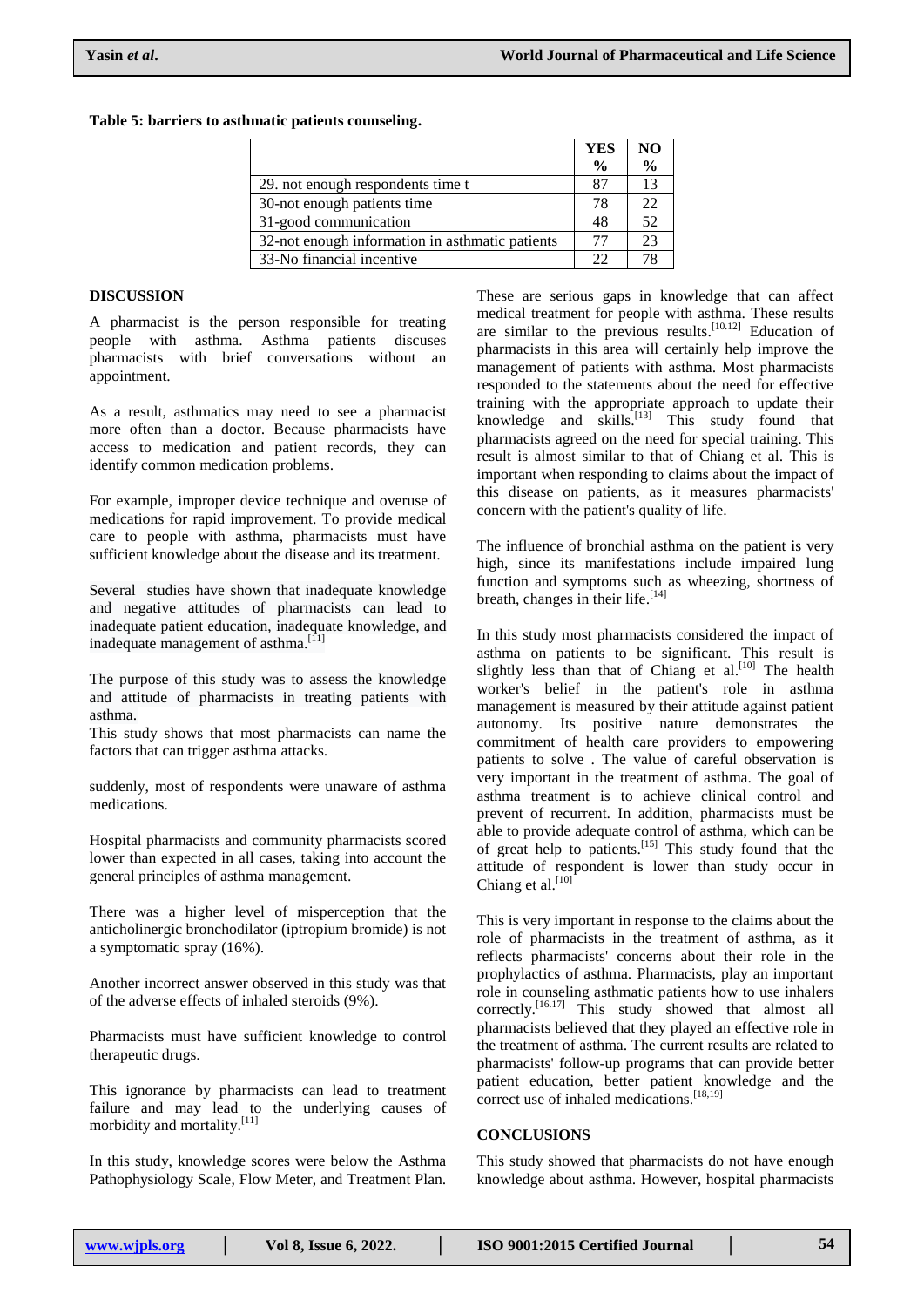**Table 5: barriers to asthmatic patients counseling.**

| | YES % | NO % |
|---|---|---|
| 29. not enough respondents time t | 87 | 13 |
| 30-not enough patients time | 78 | 22 |
| 31-good communication | 48 | 52 |
| 32-not enough information in asthmatic patients | 77 | 23 |
| 33-No financial incentive | 22 | 78 |

## DISCUSSION

A pharmacist is the person responsible for treating people with asthma. Asthma patients discuses pharmacists with brief conversations without an appointment.

As a result, asthmatics may need to see a pharmacist more often than a doctor. Because pharmacists have access to medication and patient records, they can identify common medication problems.

For example, improper device technique and overuse of medications for rapid improvement. To provide medical care to people with asthma, pharmacists must have sufficient knowledge about the disease and its treatment.

Several studies have shown that inadequate knowledge and negative attitudes of pharmacists can lead to inadequate patient education, inadequate knowledge, and inadequate management of asthma.[11]

The purpose of this study was to assess the knowledge and attitude of pharmacists in treating patients with asthma.

This study shows that most pharmacists can name the factors that can trigger asthma attacks.

suddenly, most of respondents were unaware of asthma medications.

Hospital pharmacists and community pharmacists scored lower than expected in all cases, taking into account the general principles of asthma management.

There was a higher level of misperception that the anticholinergic bronchodilator (iptropium bromide) is not a symptomatic spray (16%).

Another incorrect answer observed in this study was that of the adverse effects of inhaled steroids (9%).

Pharmacists must have sufficient knowledge to control therapeutic drugs.

This ignorance by pharmacists can lead to treatment failure and may lead to the underlying causes of morbidity and mortality.[11]

In this study, knowledge scores were below the Asthma Pathophysiology Scale, Flow Meter, and Treatment Plan. These are serious gaps in knowledge that can affect medical treatment for people with asthma. These results are similar to the previous results.[10,12] Education of pharmacists in this area will certainly help improve the management of patients with asthma. Most pharmacists responded to the statements about the need for effective training with the appropriate approach to update their knowledge and skills.[13] This study found that pharmacists agreed on the need for special training. This result is almost similar to that of Chiang et al. This is important when responding to claims about the impact of this disease on patients, as it measures pharmacists' concern with the patient's quality of life.

The influence of bronchial asthma on the patient is very high, since its manifestations include impaired lung function and symptoms such as wheezing, shortness of breath, changes in their life.[14]

In this study most pharmacists considered the impact of asthma on patients to be significant. This result is slightly less than that of Chiang et al.[10] The health worker's belief in the patient's role in asthma management is measured by their attitude against patient autonomy. Its positive nature demonstrates the commitment of health care providers to empowering patients to solve . The value of careful observation is very important in the treatment of asthma. The goal of asthma treatment is to achieve clinical control and prevent of recurrent. In addition, pharmacists must be able to provide adequate control of asthma, which can be of great help to patients.[15] This study found that the attitude of respondent is lower than study occur in Chiang et al.[10]

This is very important in response to the claims about the role of pharmacists in the treatment of asthma, as it reflects pharmacists' concerns about their role in the prophylactics of asthma. Pharmacists, play an important role in counseling asthmatic patients how to use inhalers correctly.[16,17] This study showed that almost all pharmacists believed that they played an effective role in the treatment of asthma. The current results are related to pharmacists' follow-up programs that can provide better patient education, better patient knowledge and the correct use of inhaled medications.[18,19]

## CONCLUSIONS

This study showed that pharmacists do not have enough knowledge about asthma. However, hospital pharmacists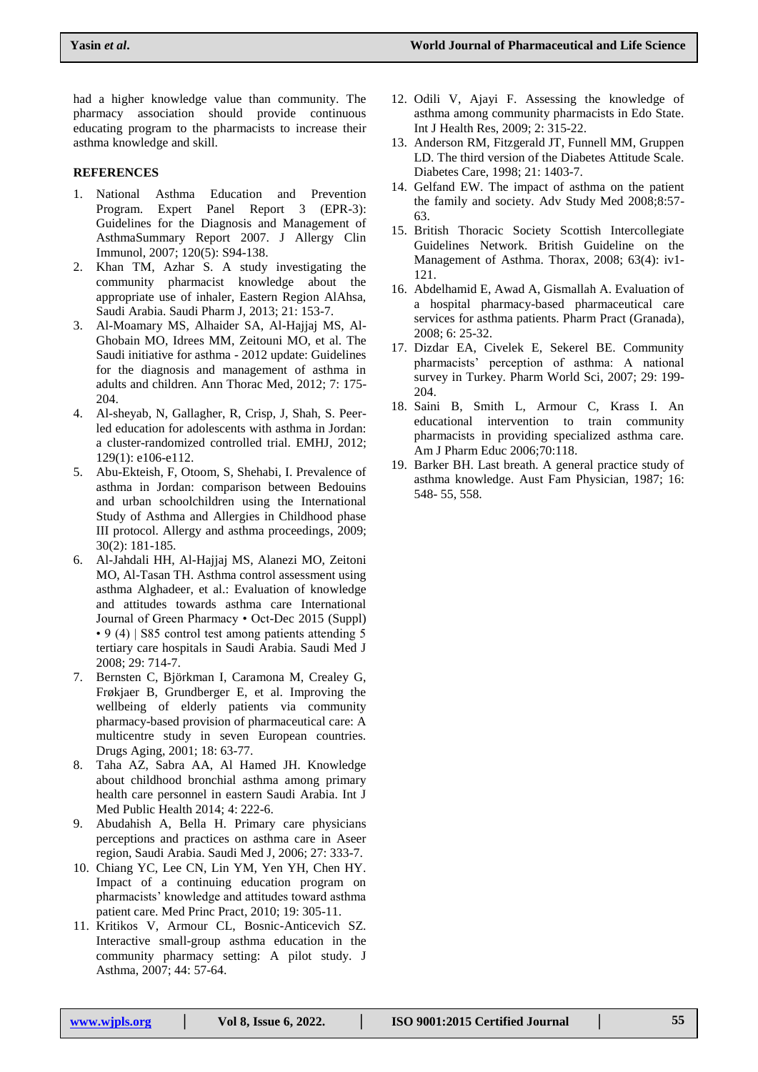had a higher knowledge value than community. The pharmacy association should provide continuous educating program to the pharmacists to increase their asthma knowledge and skill.

## REFERENCES

1. National Asthma Education and Prevention Program. Expert Panel Report 3 (EPR-3): Guidelines for the Diagnosis and Management of AsthmaSummary Report 2007. J Allergy Clin Immunol, 2007; 120(5): S94-138.
2. Khan TM, Azhar S. A study investigating the community pharmacist knowledge about the appropriate use of inhaler, Eastern Region AlAhsa, Saudi Arabia. Saudi Pharm J, 2013; 21: 153-7.
3. Al-Moamary MS, Alhaider SA, Al-Hajjaj MS, Al-Ghobain MO, Idrees MM, Zeitouni MO, et al. The Saudi initiative for asthma - 2012 update: Guidelines for the diagnosis and management of asthma in adults and children. Ann Thorac Med, 2012; 7: 175-204.
4. Al-sheyab, N, Gallagher, R, Crisp, J, Shah, S. Peer-led education for adolescents with asthma in Jordan: a cluster-randomized controlled trial. EMHJ, 2012; 129(1): e106-e112.
5. Abu-Ekteish, F, Otoom, S, Shehabi, I. Prevalence of asthma in Jordan: comparison between Bedouins and urban schoolchildren using the International Study of Asthma and Allergies in Childhood phase III protocol. Allergy and asthma proceedings, 2009; 30(2): 181-185.
6. Al-Jahdali HH, Al-Hajjaj MS, Alanezi MO, Zeitoni MO, Al-Tasan TH. Asthma control assessment using asthma Alghadeer, et al.: Evaluation of knowledge and attitudes towards asthma care International Journal of Green Pharmacy • Oct-Dec 2015 (Suppl) • 9 (4) | S85 control test among patients attending 5 tertiary care hospitals in Saudi Arabia. Saudi Med J 2008; 29: 714-7.
7. Bernsten C, Björkman I, Caramona M, Crealey G, Frøkjaer B, Grundberger E, et al. Improving the wellbeing of elderly patients via community pharmacy-based provision of pharmaceutical care: A multicentre study in seven European countries. Drugs Aging, 2001; 18: 63-77.
8. Taha AZ, Sabra AA, Al Hamed JH. Knowledge about childhood bronchial asthma among primary health care personnel in eastern Saudi Arabia. Int J Med Public Health 2014; 4: 222-6.
9. Abudahish A, Bella H. Primary care physicians perceptions and practices on asthma care in Aseer region, Saudi Arabia. Saudi Med J, 2006; 27: 333-7.
10. Chiang YC, Lee CN, Lin YM, Yen YH, Chen HY. Impact of a continuing education program on pharmacists' knowledge and attitudes toward asthma patient care. Med Princ Pract, 2010; 19: 305-11.
11. Kritikos V, Armour CL, Bosnic-Anticevich SZ. Interactive small-group asthma education in the community pharmacy setting: A pilot study. J Asthma, 2007; 44: 57-64.
12. Odili V, Ajayi F. Assessing the knowledge of asthma among community pharmacists in Edo State. Int J Health Res, 2009; 2: 315-22.
13. Anderson RM, Fitzgerald JT, Funnell MM, Gruppen LD. The third version of the Diabetes Attitude Scale. Diabetes Care, 1998; 21: 1403-7.
14. Gelfand EW. The impact of asthma on the patient the family and society. Adv Study Med 2008;8:57-63.
15. British Thoracic Society Scottish Intercollegiate Guidelines Network. British Guideline on the Management of Asthma. Thorax, 2008; 63(4): iv1-121.
16. Abdelhamid E, Awad A, Gismallah A. Evaluation of a hospital pharmacy-based pharmaceutical care services for asthma patients. Pharm Pract (Granada), 2008; 6: 25-32.
17. Dizdar EA, Civelek E, Sekerel BE. Community pharmacists' perception of asthma: A national survey in Turkey. Pharm World Sci, 2007; 29: 199-204.
18. Saini B, Smith L, Armour C, Krass I. An educational intervention to train community pharmacists in providing specialized asthma care. Am J Pharm Educ 2006;70:118.
19. Barker BH. Last breath. A general practice study of asthma knowledge. Aust Fam Physician, 1987; 16: 548- 55, 558.